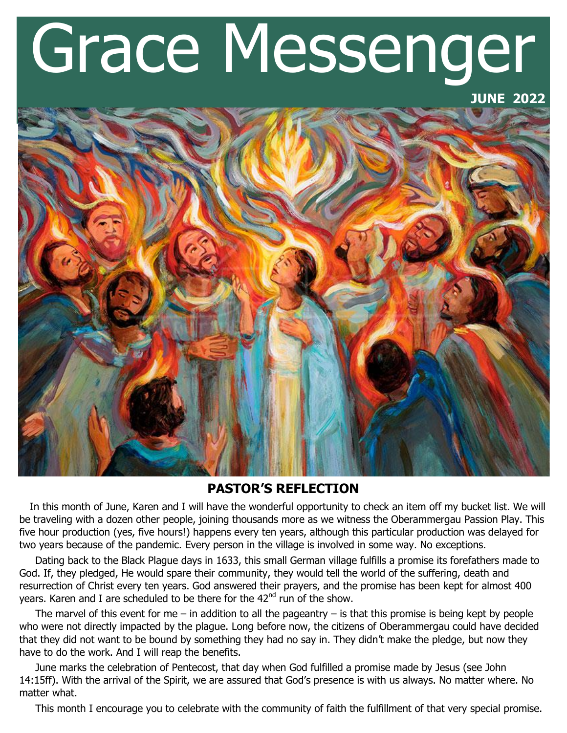# Grace Messenger

**JUNE 2022**

## PASTOR'S REFLECTION

In this month of June, Karen and I will have the wonderful opportunity to check an item off my bucket list. We will be traveling with a dozen other people, joining thousands more as we witness the Oberammergau Passion Play. This five hour production (yes, five hours!) happens every ten years, although this particular production was delayed for two years because of the pandemic. Every person in the village is involved in some way. No exceptions.

Dating back to the Black Plague days in 1633, this small German village fulfills a promise its forefathers made to God. If, they pledged, He would spare their community, they would tell the world of the suffering, death and resurrection of Christ every ten years. God answered their prayers, and the promise has been kept for almost 400 years. Karen and I are scheduled to be there for the 42nd run of the show.

The marvel of this event for me – in addition to all the pageantry – is that this promise is being kept by people who were not directly impacted by the plague. Long before now, the citizens of Oberammergau could have decided that they did not want to be bound by something they had no say in. They didn't make the pledge, but now they have to do the work. And I will reap the benefits.

June marks the celebration of Pentecost, that day when God fulfilled a promise made by Jesus (see John 14:15ff). With the arrival of the Spirit, we are assured that God's presence is with us always. No matter where. No matter what.

This month I encourage you to celebrate with the community of faith the fulfillment of that very special promise.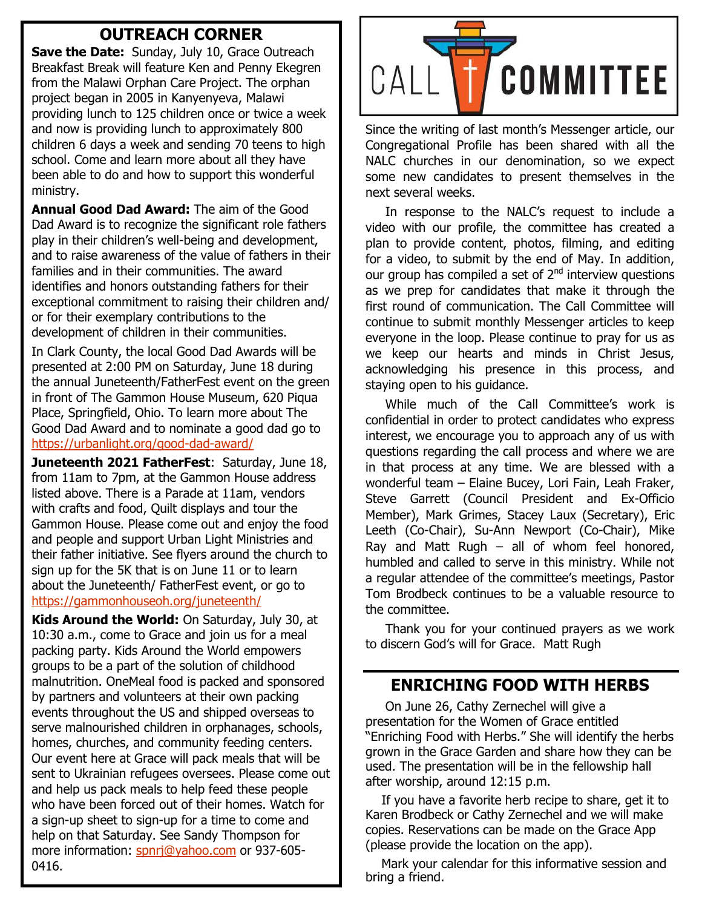## OUTREACH CORNER

**Save the Date:** Sunday, July 10, Grace Outreach Breakfast Break will feature Ken and Penny Ekegren from the Malawi Orphan Care Project. The orphan project began in 2005 in Kanyenyeva, Malawi providing lunch to 125 children once or twice a week and now is providing lunch to approximately 800 children 6 days a week and sending 70 teens to high school. Come and learn more about all they have been able to do and how to support this wonderful ministry.

**Annual Good Dad Award:** The aim of the Good Dad Award is to recognize the significant role fathers play in their children's well-being and development, and to raise awareness of the value of fathers in their families and in their communities. The award identifies and honors outstanding fathers for their exceptional commitment to raising their children and/ or for their exemplary contributions to the development of children in their communities.

In Clark County, the local Good Dad Awards will be presented at 2:00 PM on Saturday, June 18 during the annual Juneteenth/FatherFest event on the green in front of The Gammon House Museum, 620 Piqua Place, Springfield, Ohio. To learn more about The Good Dad Award and to nominate a good dad go to https://urbanlight.org/good-dad-award/

**Juneteenth 2021 FatherFest**: Saturday, June 18, from 11am to 7pm, at the Gammon House address listed above. There is a Parade at 11am, vendors with crafts and food, Quilt displays and tour the Gammon House. Please come out and enjoy the food and people and support Urban Light Ministries and their father initiative. See flyers around the church to sign up for the 5K that is on June 11 or to learn about the Juneteenth/ FatherFest event, or go to https://gammonhouseoh.org/juneteenth/

**Kids Around the World:** On Saturday, July 30, at 10:30 a.m., come to Grace and join us for a meal packing party. Kids Around the World empowers groups to be a part of the solution of childhood malnutrition. OneMeal food is packed and sponsored by partners and volunteers at their own packing events throughout the US and shipped overseas to serve malnourished children in orphanages, schools, homes, churches, and community feeding centers. Our event here at Grace will pack meals that will be sent to Ukrainian refugees oversees. Please come out and help us pack meals to help feed these people who have been forced out of their homes. Watch for a sign-up sheet to sign-up for a time to come and help on that Saturday. See Sandy Thompson for more information: spnrj@yahoo.com or 937-605-0416.

## CALL COMMITTEE

Since the writing of last month's Messenger article, our Congregational Profile has been shared with all the NALC churches in our denomination, so we expect some new candidates to present themselves in the next several weeks.

In response to the NALC's request to include a video with our profile, the committee has created a plan to provide content, photos, filming, and editing for a video, to submit by the end of May. In addition, our group has compiled a set of 2nd interview questions as we prep for candidates that make it through the first round of communication. The Call Committee will continue to submit monthly Messenger articles to keep everyone in the loop. Please continue to pray for us as we keep our hearts and minds in Christ Jesus, acknowledging his presence in this process, and staying open to his guidance.

While much of the Call Committee's work is confidential in order to protect candidates who express interest, we encourage you to approach any of us with questions regarding the call process and where we are in that process at any time. We are blessed with a wonderful team – Elaine Bucey, Lori Fain, Leah Fraker, Steve Garrett (Council President and Ex-Officio Member), Mark Grimes, Stacey Laux (Secretary), Eric Leeth (Co-Chair), Su-Ann Newport (Co-Chair), Mike Ray and Matt Rugh – all of whom feel honored, humbled and called to serve in this ministry. While not a regular attendee of the committee's meetings, Pastor Tom Brodbeck continues to be a valuable resource to the committee.

Thank you for your continued prayers as we work to discern God's will for Grace. Matt Rugh

## ENRICHING FOOD WITH HERBS

On June 26, Cathy Zernechel will give a presentation for the Women of Grace entitled "Enriching Food with Herbs." She will identify the herbs grown in the Grace Garden and share how they can be used. The presentation will be in the fellowship hall after worship, around 12:15 p.m.

If you have a favorite herb recipe to share, get it to Karen Brodbeck or Cathy Zernechel and we will make copies. Reservations can be made on the Grace App (please provide the location on the app).

Mark your calendar for this informative session and bring a friend.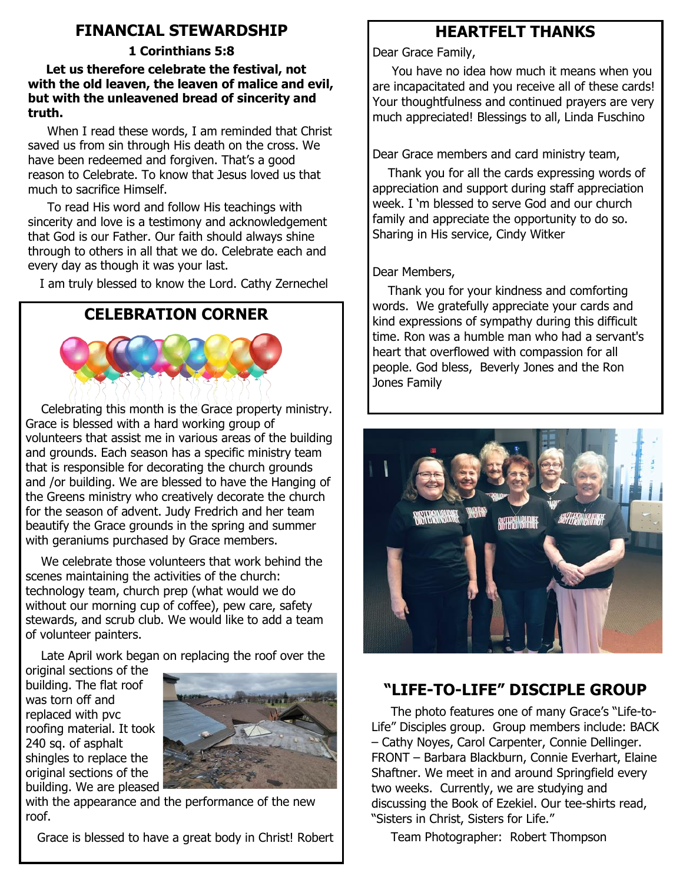## FINANCIAL STEWARDSHIP

**1 Corinthians 5:8**

**Let us therefore celebrate the festival, not with the old leaven, the leaven of malice and evil, but with the unleavened bread of sincerity and truth.**

When I read these words, I am reminded that Christ saved us from sin through His death on the cross. We have been redeemed and forgiven. That's a good reason to Celebrate. To know that Jesus loved us that much to sacrifice Himself.

To read His word and follow His teachings with sincerity and love is a testimony and acknowledgement that God is our Father. Our faith should always shine through to others in all that we do. Celebrate each and every day as though it was your last.

I am truly blessed to know the Lord. Cathy Zernechel

## CELEBRATION CORNER

Celebrating this month is the Grace property ministry. Grace is blessed with a hard working group of volunteers that assist me in various areas of the building and grounds. Each season has a specific ministry team that is responsible for decorating the church grounds and /or building. We are blessed to have the Hanging of the Greens ministry who creatively decorate the church for the season of advent. Judy Fredrich and her team beautify the Grace grounds in the spring and summer with geraniums purchased by Grace members.

We celebrate those volunteers that work behind the scenes maintaining the activities of the church: technology team, church prep (what would we do without our morning cup of coffee), pew care, safety stewards, and scrub club. We would like to add a team of volunteer painters.

Late April work began on replacing the roof over the original sections of the building. The flat roof was torn off and replaced with pvc roofing material. It took 240 sq. of asphalt shingles to replace the original sections of the building. We are pleased with the appearance and the performance of the new roof.

Grace is blessed to have a great body in Christ! Robert

## HEARTFELT THANKS

Dear Grace Family,

You have no idea how much it means when you are incapacitated and you receive all of these cards! Your thoughtfulness and continued prayers are very much appreciated! Blessings to all, Linda Fuschino

Dear Grace members and card ministry team,

Thank you for all the cards expressing words of appreciation and support during staff appreciation week. I 'm blessed to serve God and our church family and appreciate the opportunity to do so. Sharing in His service, Cindy Witker

Dear Members,

Thank you for your kindness and comforting words. We gratefully appreciate your cards and kind expressions of sympathy during this difficult time. Ron was a humble man who had a servant's heart that overflowed with compassion for all people. God bless, Beverly Jones and the Ron Jones Family

## "LIFE-TO-LIFE" DISCIPLE GROUP

The photo features one of many Grace's "Life-to-Life" Disciples group. Group members include: BACK – Cathy Noyes, Carol Carpenter, Connie Dellinger. FRONT – Barbara Blackburn, Connie Everhart, Elaine Shaftner. We meet in and around Springfield every two weeks. Currently, we are studying and discussing the Book of Ezekiel. Our tee-shirts read, "Sisters in Christ, Sisters for Life."

Team Photographer: Robert Thompson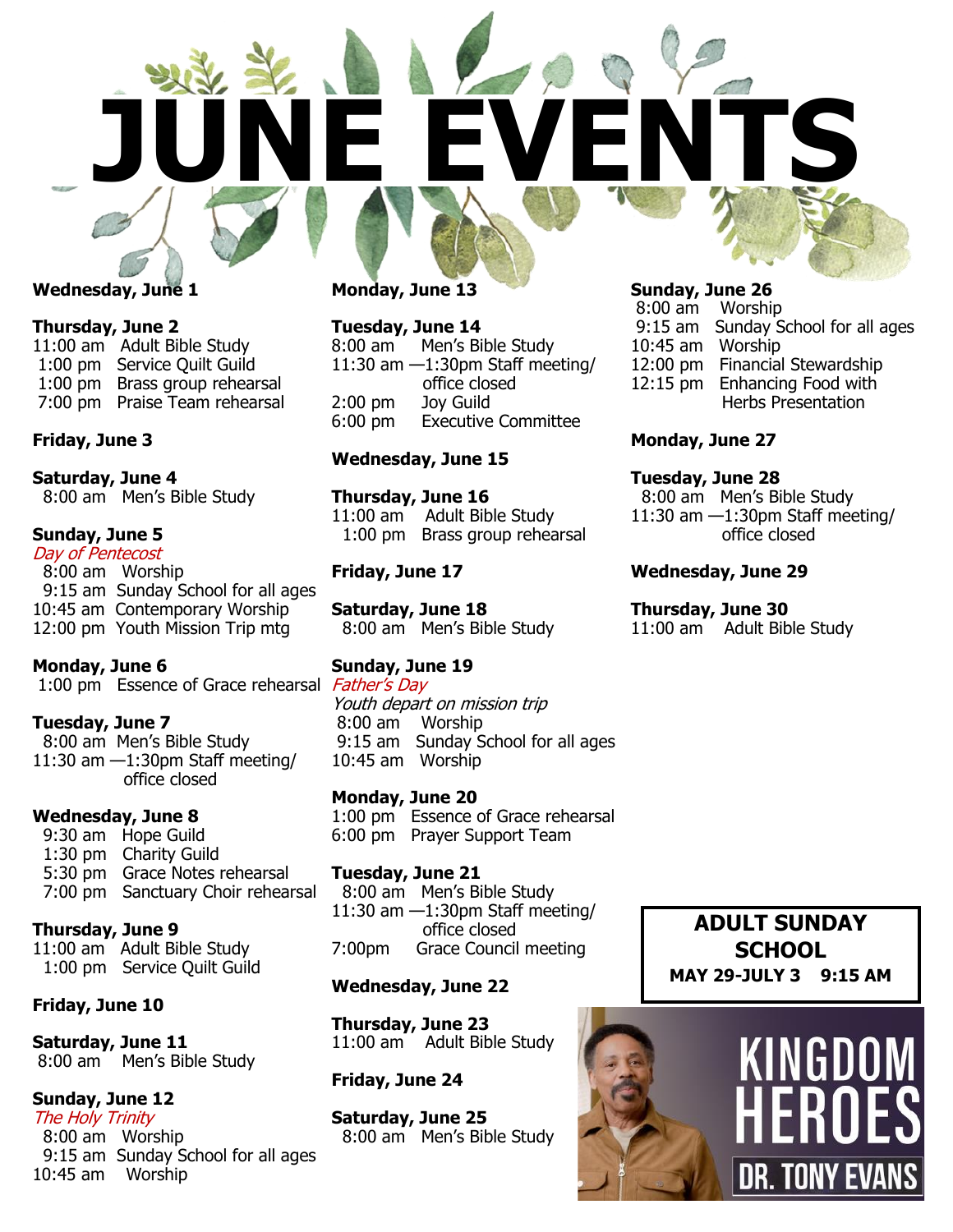# JUNE EVENTS

**Wednesday, June 1**

**Thursday, June 2**
11:00 am Adult Bible Study
1:00 pm Service Quilt Guild
1:00 pm Brass group rehearsal
7:00 pm Praise Team rehearsal

**Friday, June 3**

**Saturday, June 4**
8:00 am Men's Bible Study

**Sunday, June 5**
*Day of Pentecost*
8:00 am Worship
9:15 am Sunday School for all ages
10:45 am Contemporary Worship
12:00 pm Youth Mission Trip mtg

**Monday, June 6**
1:00 pm Essence of Grace rehearsal

**Tuesday, June 7**
8:00 am Men's Bible Study
11:30 am —1:30pm Staff meeting/ office closed

**Wednesday, June 8**
9:30 am Hope Guild
1:30 pm Charity Guild
5:30 pm Grace Notes rehearsal
7:00 pm Sanctuary Choir rehearsal

**Thursday, June 9**
11:00 am Adult Bible Study
1:00 pm Service Quilt Guild

**Friday, June 10**

**Saturday, June 11**
8:00 am Men's Bible Study

**Sunday, June 12**
*The Holy Trinity*
8:00 am Worship
9:15 am Sunday School for all ages
10:45 am Worship

**Monday, June 13**

**Tuesday, June 14**
8:00 am Men's Bible Study
11:30 am —1:30pm Staff meeting/ office closed
2:00 pm Joy Guild
6:00 pm Executive Committee

**Wednesday, June 15**

**Thursday, June 16**
11:00 am Adult Bible Study
1:00 pm Brass group rehearsal

**Friday, June 17**

**Saturday, June 18**
8:00 am Men's Bible Study

**Sunday, June 19**
*Father's Day*
*Youth depart on mission trip*
8:00 am Worship
9:15 am Sunday School for all ages
10:45 am Worship

**Monday, June 20**
1:00 pm Essence of Grace rehearsal
6:00 pm Prayer Support Team

**Tuesday, June 21**
8:00 am Men's Bible Study
11:30 am —1:30pm Staff meeting/ office closed
7:00pm Grace Council meeting

**Wednesday, June 22**

**Thursday, June 23**
11:00 am Adult Bible Study

**Friday, June 24**

**Saturday, June 25**
8:00 am Men's Bible Study

**Sunday, June 26**
8:00 am Worship
9:15 am Sunday School for all ages
10:45 am Worship
12:00 pm Financial Stewardship
12:15 pm Enhancing Food with Herbs Presentation

**Monday, June 27**

**Tuesday, June 28**
8:00 am Men's Bible Study
11:30 am —1:30pm Staff meeting/ office closed

**Wednesday, June 29**

**Thursday, June 30**
11:00 am Adult Bible Study

**ADULT SUNDAY SCHOOL**
**MAY 29-JULY 3 9:15 AM**

KINGDOM HEROES
DR. TONY EVANS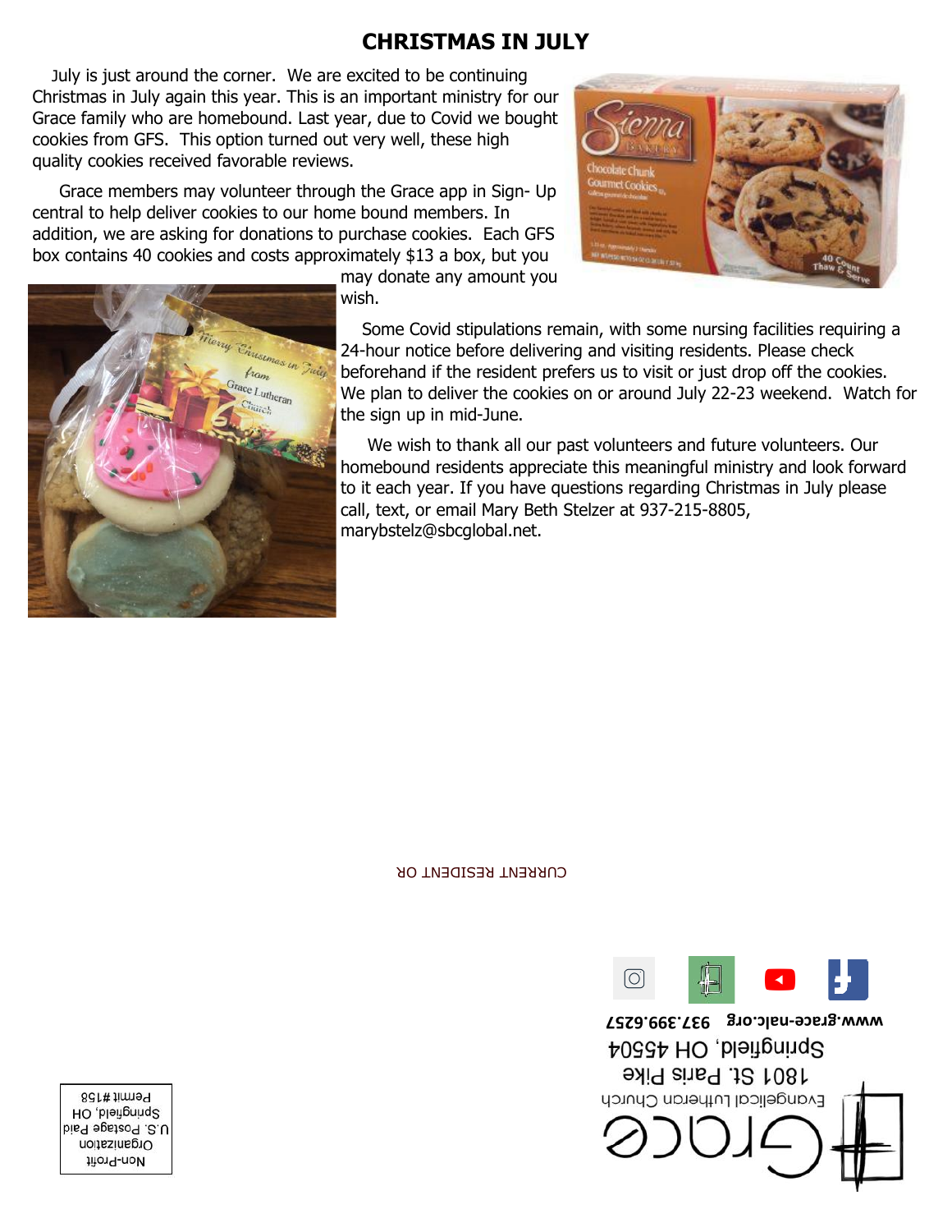# CHRISTMAS IN JULY

July is just around the corner. We are excited to be continuing Christmas in July again this year. This is an important ministry for our Grace family who are homebound. Last year, due to Covid we bought cookies from GFS. This option turned out very well, these high quality cookies received favorable reviews.

Grace members may volunteer through the Grace app in Sign- Up central to help deliver cookies to our home bound members. In addition, we are asking for donations to purchase cookies. Each GFS box contains 40 cookies and costs approximately $13 a box, but you may donate any amount you wish.

Some Covid stipulations remain, with some nursing facilities requiring a 24-hour notice before delivering and visiting residents. Please check beforehand if the resident prefers us to visit or just drop off the cookies. We plan to deliver the cookies on or around July 22-23 weekend. Watch for the sign up in mid-June.

We wish to thank all our past volunteers and future volunteers. Our homebound residents appreciate this meaningful ministry and look forward to it each year. If you have questions regarding Christmas in July please call, text, or email Mary Beth Stelzer at 937-215-8805, marybstelz@sbcglobal.net.

CURRENT RESIDENT OR

Grace
Evangelical Lutheran Church
1801 St. Paris Pike
Springfield, OH 45504
www.grace-nalc.org 937.399.6257

Non-Profit
Organization
U.S. Postage Paid
Springfield, OH
Permit #158